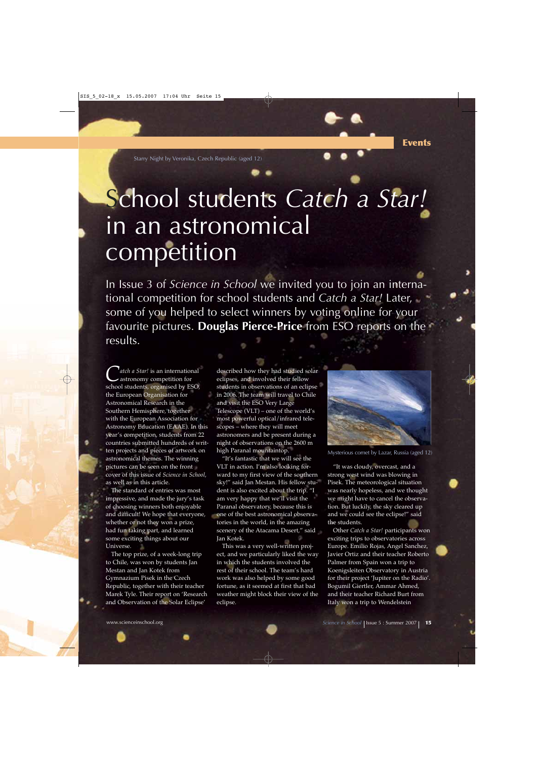Starry Night by Veronika, Czech Republic (aged 12)

# School students *Catch a Star!* in an astronomical competition

In Issue 3 of *Science in School* we invited you to join an international competition for school students and *Catch a Star!* Later, some of you helped to select winners by voting online for your favourite pictures. **Douglas Pierce-Price** from ESO reports on the results.

*Catch a Star!* is an international astronomy competition for school students, organised by ESO, the European Organisation for Astronomical Research in the Southern Hemisphere, together with the European Association for Astronomy Education (EAAE). In this year's competition, students from 22 countries submitted hundreds of written projects and pieces of artwork on astronomical themes. The winning pictures can be seen on the front cover of this issue of *Science in School*, as well as in this article.

The standard of entries was most impressive, and made the jury's task of choosing winners both enjoyable and difficult! We hope that everyone, whether or not they won a prize, had fun taking part, and learned some exciting things about our Universe.

The top prize, of a week-long trip to Chile, was won by students Jan Mestan and Jan Kotek from Gymnazium Pisek in the Czech Republic, together with their teacher Marek Tyle. Their report on 'Research and Observation of the Solar Eclipse' described how they had studied solar eclipses, and involved their fellow students in observations of an eclipse in 2006. The team will travel to Chile and visit the ESO Very Large Telescope (VLT) – one of the world's most powerful optical/infrared telescopes – where they will meet astronomers and be present during a night of observations on the 2600 m high Paranal mountaintop.

"It's fantastic that we will see the VLT in action. I'm also looking forward to my first view of the southern sky!" said Jan Mestan. His fellow student is also excited about the trip. "I am very happy that we'll visit the Paranal observatory, because this is one of the best astronomical observatories in the world, in the amazing scenery of the Atacama Desert," said Jan Kotek.

This was a very well-written project, and we particularly liked the way in which the students involved the rest of their school. The team's hard work was also helped by some good fortune, as it seemed at first that bad weather might block their view of the eclipse.

Mysterious comet by Lazar, Russia (aged 12)

"It was cloudy, overcast, and a strong west wind was blowing in Pisek. The meteorological situation was nearly hopeless, and we thought we might have to cancel the observation. But luckily, the sky cleared up and we could see the eclipse!" said the students.

Other *Catch a Star!* participants won exciting trips to observatories across Europe. Emilio Rojas, Angel Sanchez, Javier Ortiz and their teacher Roberto Palmer from Spain won a trip to Koenigsleiten Observatory in Austria for their project 'Jupiter on the Radio'. Bogumil Giertler, Ammar Ahmed, and their teacher Richard Burt from Italy won a trip to Wendelstein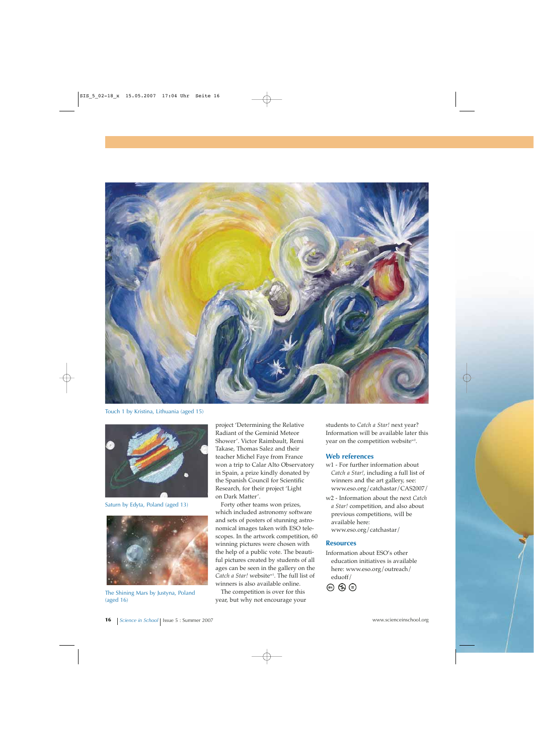Touch 1 by Kristina, Lithuania (aged 15)

Saturn by Edyta, Poland (aged 13)

The Shining Mars by Justyna, Poland (aged 16)

project 'Determining the Relative Radiant of the Geminid Meteor Shower'. Victor Raimbault, Remi Takase, Thomas Salez and their teacher Michel Faye from France won a trip to Calar Alto Observatory in Spain, a prize kindly donated by the Spanish Council for Scientific Research, for their project 'Light on Dark Matter'.

Forty other teams won prizes, which included astronomy software and sets of posters of stunning astronomical images taken with ESO telescopes. In the artwork competition, 60 winning pictures were chosen with the help of a public vote. The beautiful pictures created by students of all ages can be seen in the gallery on the *Catch a Star!* website[w1]. The full list of winners is also available online.

The competition is over for this year, but why not encourage your students to *Catch a Star!* next year? Information will be available later this year on the competition website[w2].

## Web references

w1 - For further information about *Catch a Star!*, including a full list of winners and the art gallery, see: www.eso.org/catchastar/CAS2007/

w2 - Information about the next *Catch a Star!* competition, and also about previous competitions, will be available here: www.eso.org/catchastar/

## Resources

Information about ESO's other education initiatives is available here: www.eso.org/outreach/eduoff/